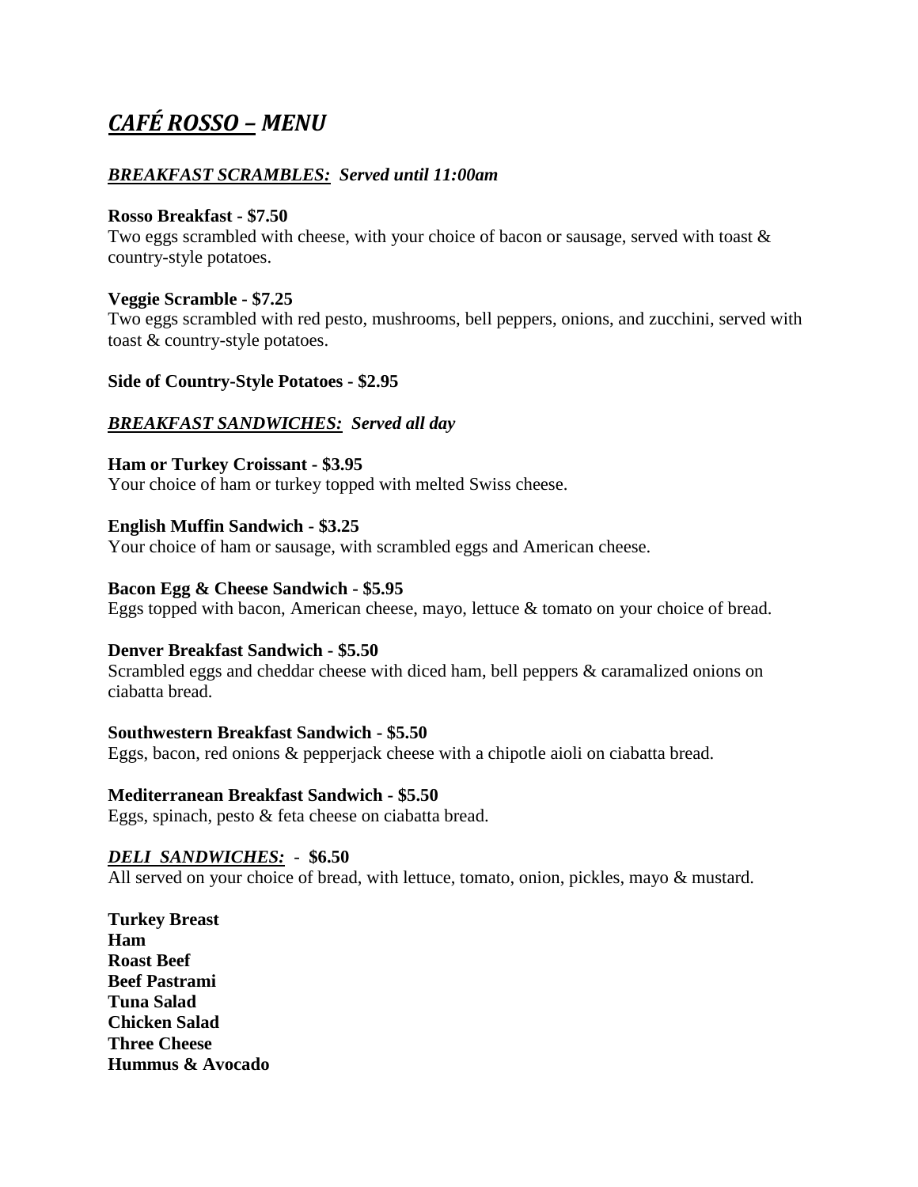# ***CAFÉ ROSSO – MENU***

## ***BREAKFAST SCRAMBLES:*** *Served until 11:00am*

**Rosso Breakfast - $7.50**
Two eggs scrambled with cheese, with your choice of bacon or sausage, served with toast & country-style potatoes.

**Veggie Scramble - $7.25**
Two eggs scrambled with red pesto, mushrooms, bell peppers, onions, and zucchini, served with toast & country-style potatoes.

**Side of Country-Style Potatoes - $2.95**

## ***BREAKFAST SANDWICHES:*** *Served all day*

**Ham or Turkey Croissant - $3.95**
Your choice of ham or turkey topped with melted Swiss cheese.

**English Muffin Sandwich - $3.25**
Your choice of ham or sausage, with scrambled eggs and American cheese.

**Bacon Egg & Cheese Sandwich - $5.95**
Eggs topped with bacon, American cheese, mayo, lettuce & tomato on your choice of bread.

**Denver Breakfast Sandwich - $5.50**
Scrambled eggs and cheddar cheese with diced ham, bell peppers & caramalized onions on ciabatta bread.

**Southwestern Breakfast Sandwich - $5.50**
Eggs, bacon, red onions & pepperjack cheese with a chipotle aioli on ciabatta bread.

**Mediterranean Breakfast Sandwich - $5.50**
Eggs, spinach, pesto & feta cheese on ciabatta bread.

## ***DELI SANDWICHES:*** - **$6.50**

All served on your choice of bread, with lettuce, tomato, onion, pickles, mayo & mustard.

**Turkey Breast**
**Ham**
**Roast Beef**
**Beef Pastrami**
**Tuna Salad**
**Chicken Salad**
**Three Cheese**
**Hummus & Avocado**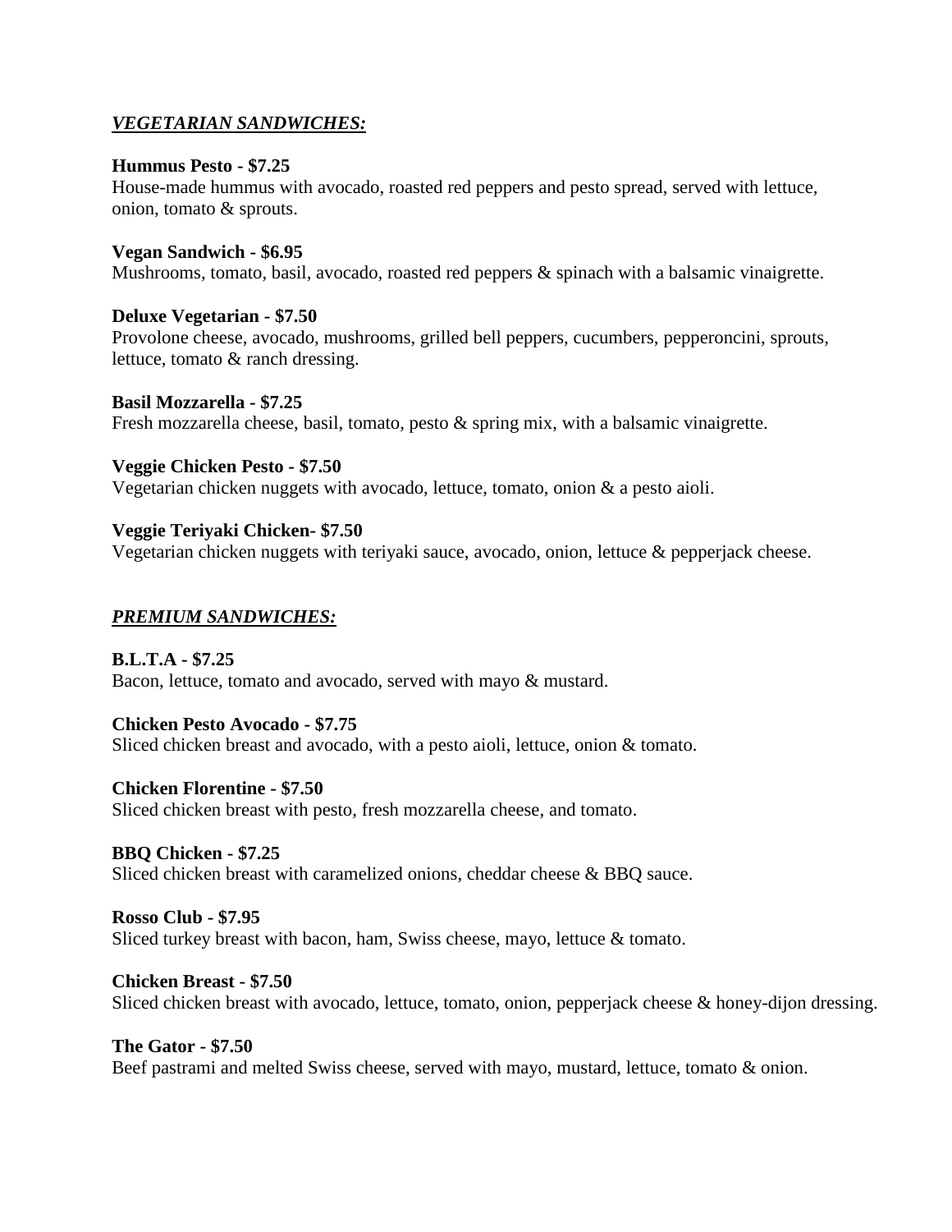## ***VEGETARIAN SANDWICHES:***

**Hummus Pesto - $7.25**
House-made hummus with avocado, roasted red peppers and pesto spread, served with lettuce, onion, tomato & sprouts.

**Vegan Sandwich - $6.95**
Mushrooms, tomato, basil, avocado, roasted red peppers & spinach with a balsamic vinaigrette.

**Deluxe Vegetarian - $7.50**
Provolone cheese, avocado, mushrooms, grilled bell peppers, cucumbers, pepperoncini, sprouts, lettuce, tomato & ranch dressing.

**Basil Mozzarella - $7.25**
Fresh mozzarella cheese, basil, tomato, pesto & spring mix, with a balsamic vinaigrette.

**Veggie Chicken Pesto - $7.50**
Vegetarian chicken nuggets with avocado, lettuce, tomato, onion & a pesto aioli.

**Veggie Teriyaki Chicken- $7.50**
Vegetarian chicken nuggets with teriyaki sauce, avocado, onion, lettuce & pepperjack cheese.

## ***PREMIUM SANDWICHES:***

**B.L.T.A - $7.25**
Bacon, lettuce, tomato and avocado, served with mayo & mustard.

**Chicken Pesto Avocado - $7.75**
Sliced chicken breast and avocado, with a pesto aioli, lettuce, onion & tomato.

**Chicken Florentine - $7.50**
Sliced chicken breast with pesto, fresh mozzarella cheese, and tomato.

**BBQ Chicken - $7.25**
Sliced chicken breast with caramelized onions, cheddar cheese & BBQ sauce.

**Rosso Club - $7.95**
Sliced turkey breast with bacon, ham, Swiss cheese, mayo, lettuce & tomato.

**Chicken Breast - $7.50**
Sliced chicken breast with avocado, lettuce, tomato, onion, pepperjack cheese & honey-dijon dressing.

**The Gator - $7.50**
Beef pastrami and melted Swiss cheese, served with mayo, mustard, lettuce, tomato & onion.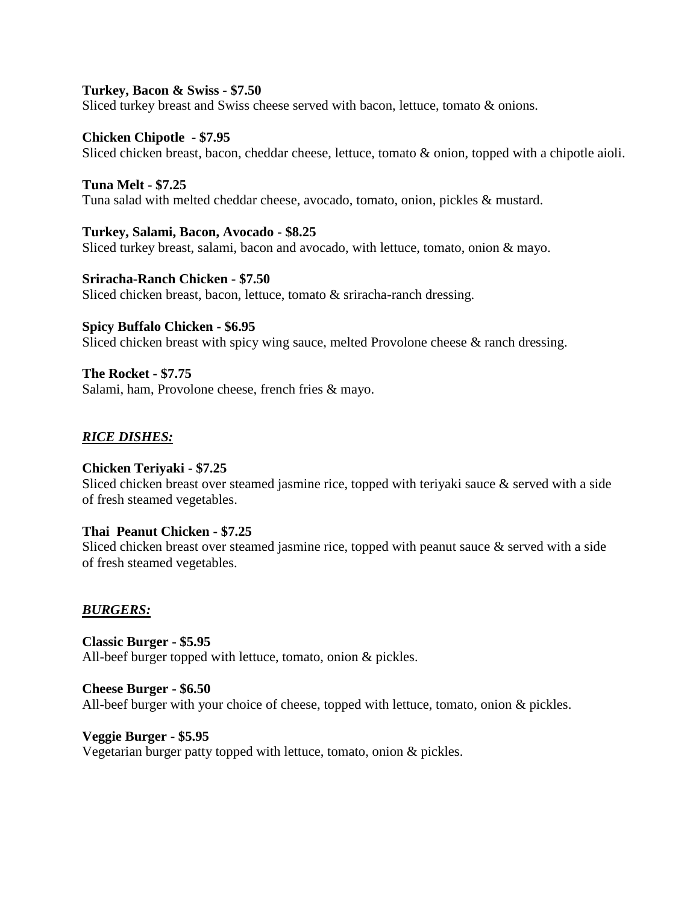**Turkey, Bacon & Swiss - $7.50**
Sliced turkey breast and Swiss cheese served with bacon, lettuce, tomato & onions.

**Chicken Chipotle - $7.95**
Sliced chicken breast, bacon, cheddar cheese, lettuce, tomato & onion, topped with a chipotle aioli.

**Tuna Melt - $7.25**
Tuna salad with melted cheddar cheese, avocado, tomato, onion, pickles & mustard.

**Turkey, Salami, Bacon, Avocado - $8.25**
Sliced turkey breast, salami, bacon and avocado, with lettuce, tomato, onion & mayo.

**Sriracha-Ranch Chicken - $7.50**
Sliced chicken breast, bacon, lettuce, tomato & sriracha-ranch dressing.

**Spicy Buffalo Chicken - $6.95**
Sliced chicken breast with spicy wing sauce, melted Provolone cheese & ranch dressing.

**The Rocket - $7.75**
Salami, ham, Provolone cheese, french fries & mayo.

## ***RICE DISHES:***

**Chicken Teriyaki - $7.25**
Sliced chicken breast over steamed jasmine rice, topped with teriyaki sauce & served with a side of fresh steamed vegetables.

**Thai Peanut Chicken - $7.25**
Sliced chicken breast over steamed jasmine rice, topped with peanut sauce & served with a side of fresh steamed vegetables.

## ***BURGERS:***

**Classic Burger - $5.95**
All-beef burger topped with lettuce, tomato, onion & pickles.

**Cheese Burger - $6.50**
All-beef burger with your choice of cheese, topped with lettuce, tomato, onion & pickles.

**Veggie Burger - $5.95**
Vegetarian burger patty topped with lettuce, tomato, onion & pickles.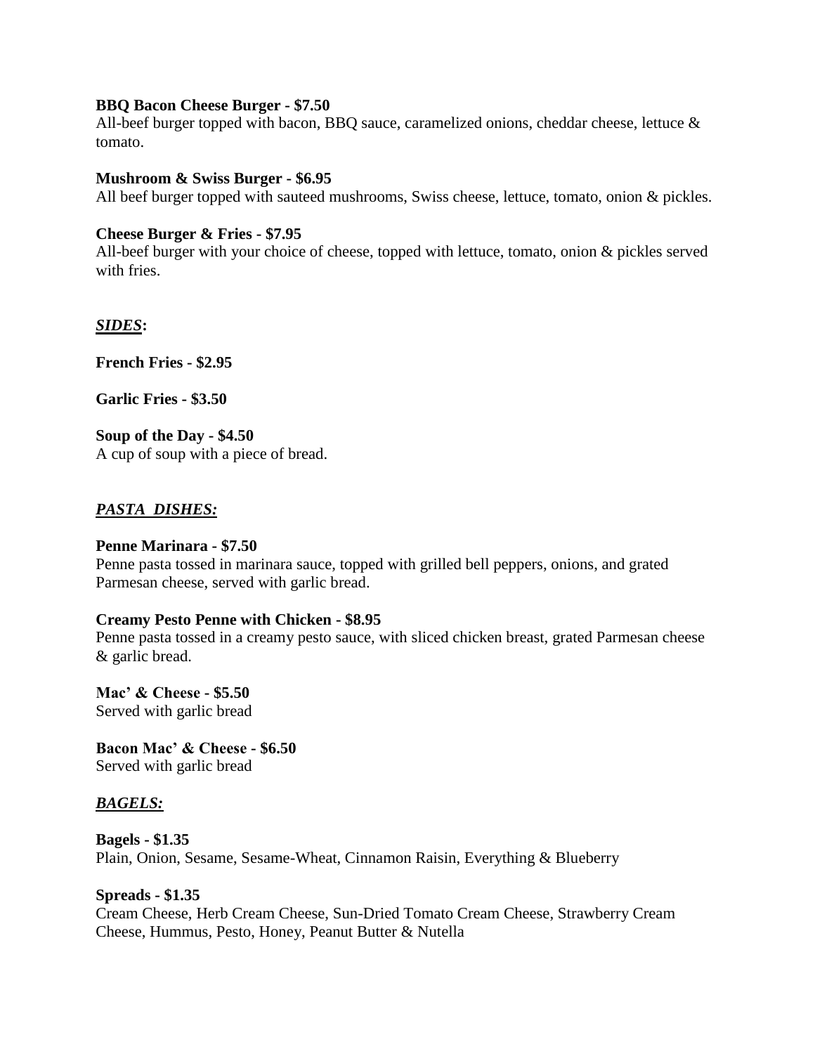**BBQ Bacon Cheese Burger - $7.50**
All-beef burger topped with bacon, BBQ sauce, caramelized onions, cheddar cheese, lettuce & tomato.

**Mushroom & Swiss Burger - $6.95**
All beef burger topped with sauteed mushrooms, Swiss cheese, lettuce, tomato, onion & pickles.

**Cheese Burger & Fries - $7.95**
All-beef burger with your choice of cheese, topped with lettuce, tomato, onion & pickles served with fries.

## ***SIDES*:**

**French Fries - $2.95**

**Garlic Fries - $3.50**

**Soup of the Day - $4.50**
A cup of soup with a piece of bread.

## ***PASTA DISHES:***

**Penne Marinara - $7.50**
Penne pasta tossed in marinara sauce, topped with grilled bell peppers, onions, and grated Parmesan cheese, served with garlic bread.

**Creamy Pesto Penne with Chicken - $8.95**
Penne pasta tossed in a creamy pesto sauce, with sliced chicken breast, grated Parmesan cheese & garlic bread.

**Mac' & Cheese - $5.50**
Served with garlic bread

**Bacon Mac' & Cheese - $6.50**
Served with garlic bread

## ***BAGELS:***

**Bagels - $1.35**
Plain, Onion, Sesame, Sesame-Wheat, Cinnamon Raisin, Everything & Blueberry

**Spreads - $1.35**
Cream Cheese, Herb Cream Cheese, Sun-Dried Tomato Cream Cheese, Strawberry Cream Cheese, Hummus, Pesto, Honey, Peanut Butter & Nutella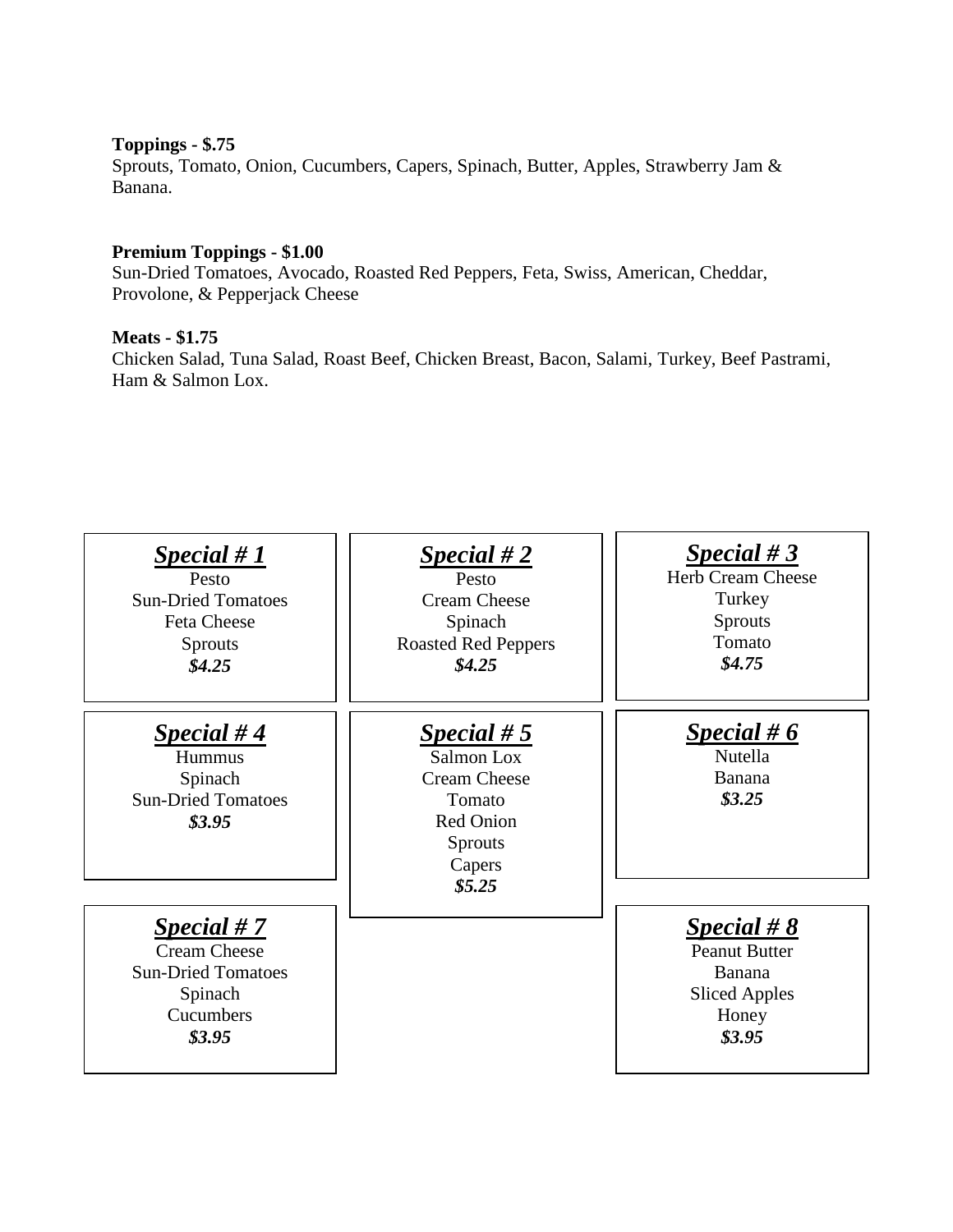**Toppings - $.75**
Sprouts, Tomato, Onion, Cucumbers, Capers, Spinach, Butter, Apples, Strawberry Jam & Banana.

**Premium Toppings - $1.00**
Sun-Dried Tomatoes, Avocado, Roasted Red Peppers, Feta, Swiss, American, Cheddar, Provolone, & Pepperjack Cheese

**Meats - $1.75**
Chicken Salad, Tuna Salad, Roast Beef, Chicken Breast, Bacon, Salami, Turkey, Beef Pastrami, Ham & Salmon Lox.

***Special # 1***
Pesto
Sun-Dried Tomatoes
Feta Cheese
Sprouts
***$4.25***

***Special # 2***
Pesto
Cream Cheese
Spinach
Roasted Red Peppers
***$4.25***

***Special # 3***
Herb Cream Cheese
Turkey
Sprouts
Tomato
***$4.75***

***Special # 4***
Hummus
Spinach
Sun-Dried Tomatoes
***$3.95***

***Special # 5***
Salmon Lox
Cream Cheese
Tomato
Red Onion
Sprouts
Capers
***$5.25***

***Special # 6***
Nutella
Banana
***$3.25***

***Special # 7***
Cream Cheese
Sun-Dried Tomatoes
Spinach
Cucumbers
***$3.95***

***Special # 8***
Peanut Butter
Banana
Sliced Apples
Honey
***$3.95***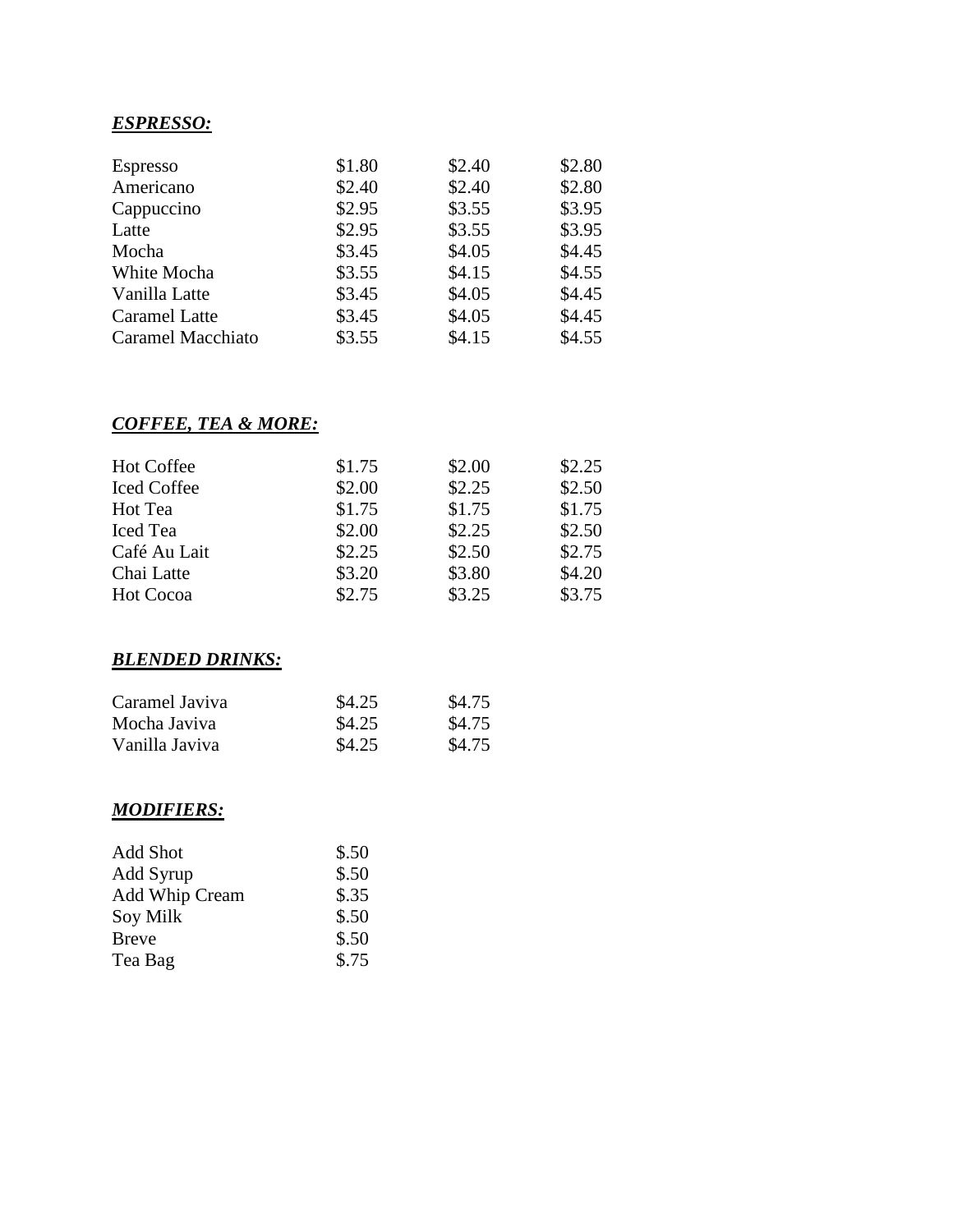***ESPRESSO:***

| | | | |
|---|---|---|---|
| Espresso | $1.80 | $2.40 | $2.80 |
| Americano | $2.40 | $2.40 | $2.80 |
| Cappuccino | $2.95 | $3.55 | $3.95 |
| Latte | $2.95 | $3.55 | $3.95 |
| Mocha | $3.45 | $4.05 | $4.45 |
| White Mocha | $3.55 | $4.15 | $4.55 |
| Vanilla Latte | $3.45 | $4.05 | $4.45 |
| Caramel Latte | $3.45 | $4.05 | $4.45 |
| Caramel Macchiato | $3.55 | $4.15 | $4.55 |

***COFFEE, TEA & MORE:***

| | | | |
|---|---|---|---|
| Hot Coffee | $1.75 | $2.00 | $2.25 |
| Iced Coffee | $2.00 | $2.25 | $2.50 |
| Hot Tea | $1.75 | $1.75 | $1.75 |
| Iced Tea | $2.00 | $2.25 | $2.50 |
| Café Au Lait | $2.25 | $2.50 | $2.75 |
| Chai Latte | $3.20 | $3.80 | $4.20 |
| Hot Cocoa | $2.75 | $3.25 | $3.75 |

***BLENDED DRINKS:***

| | | |
|---|---|---|
| Caramel Javiva | $4.25 | $4.75 |
| Mocha Javiva | $4.25 | $4.75 |
| Vanilla Javiva | $4.25 | $4.75 |

***MODIFIERS:***

| | |
|---|---|
| Add Shot | $.50 |
| Add Syrup | $.50 |
| Add Whip Cream | $.35 |
| Soy Milk | $.50 |
| Breve | $.50 |
| Tea Bag | $.75 |